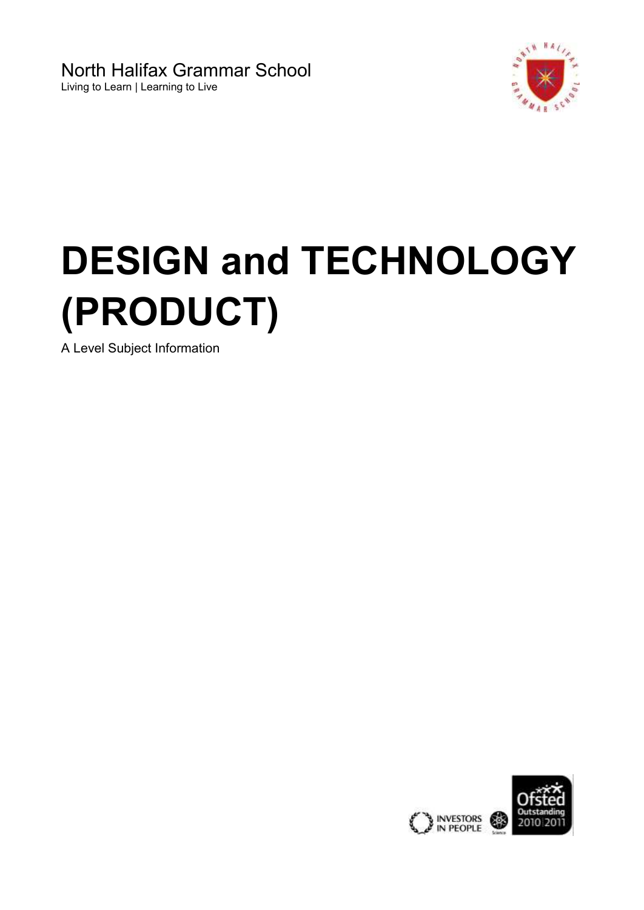North Halifax Grammar School

Living to Learn | Learning to Live

# DESIGN and TECHNOLOGY (PRODUCT)

A Level Subject Information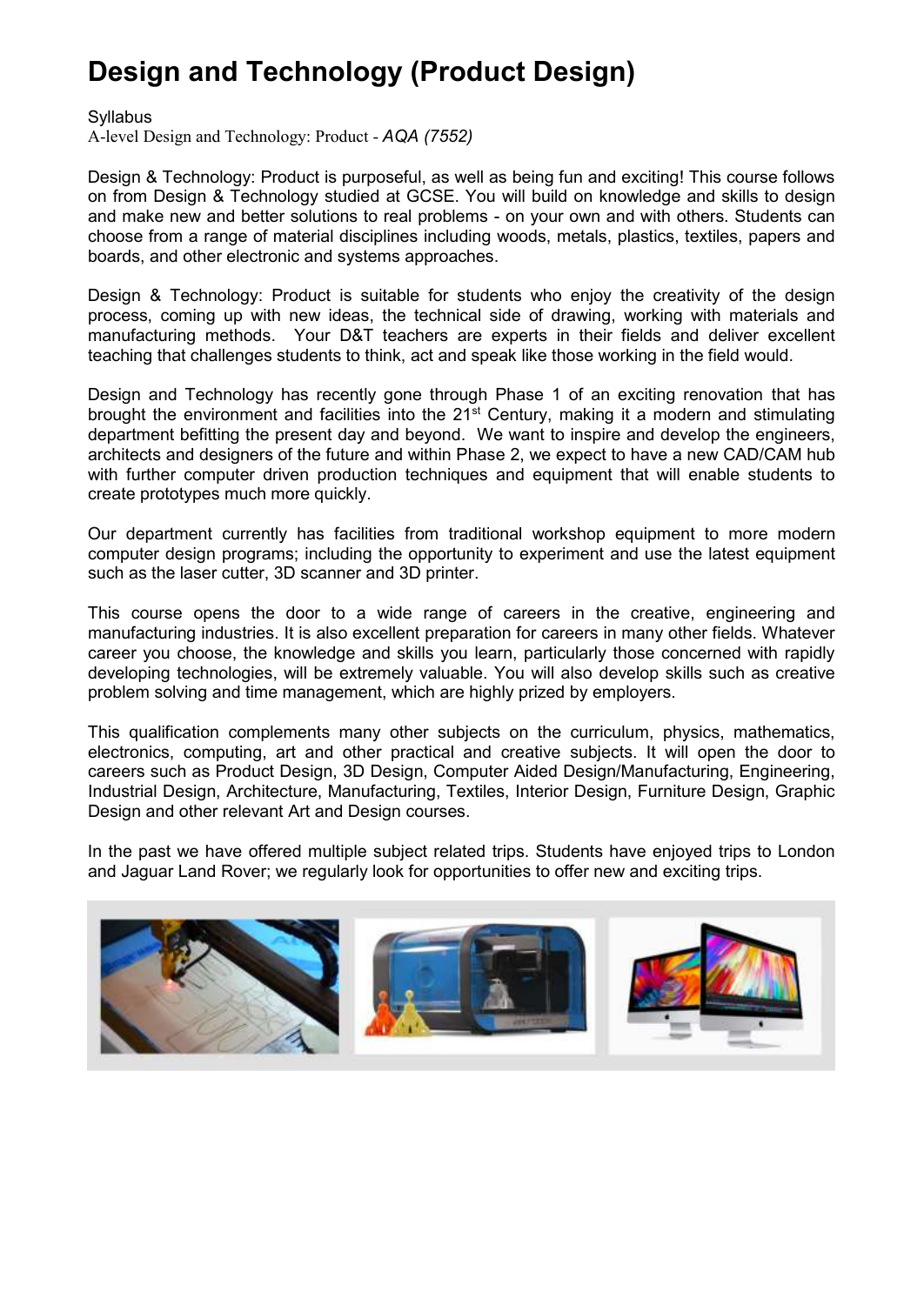# Design and Technology (Product Design)

Syllabus

A-level Design and Technology: Product - *AQA (7552)*

Design & Technology: Product is purposeful, as well as being fun and exciting! This course follows on from Design & Technology studied at GCSE. You will build on knowledge and skills to design and make new and better solutions to real problems - on your own and with others. Students can choose from a range of material disciplines including woods, metals, plastics, textiles, papers and boards, and other electronic and systems approaches.

Design & Technology: Product is suitable for students who enjoy the creativity of the design process, coming up with new ideas, the technical side of drawing, working with materials and manufacturing methods. Your D&T teachers are experts in their fields and deliver excellent teaching that challenges students to think, act and speak like those working in the field would.

Design and Technology has recently gone through Phase 1 of an exciting renovation that has brought the environment and facilities into the 21st Century, making it a modern and stimulating department befitting the present day and beyond. We want to inspire and develop the engineers, architects and designers of the future and within Phase 2, we expect to have a new CAD/CAM hub with further computer driven production techniques and equipment that will enable students to create prototypes much more quickly.

Our department currently has facilities from traditional workshop equipment to more modern computer design programs; including the opportunity to experiment and use the latest equipment such as the laser cutter, 3D scanner and 3D printer.

This course opens the door to a wide range of careers in the creative, engineering and manufacturing industries. It is also excellent preparation for careers in many other fields. Whatever career you choose, the knowledge and skills you learn, particularly those concerned with rapidly developing technologies, will be extremely valuable. You will also develop skills such as creative problem solving and time management, which are highly prized by employers.

This qualification complements many other subjects on the curriculum, physics, mathematics, electronics, computing, art and other practical and creative subjects. It will open the door to careers such as Product Design, 3D Design, Computer Aided Design/Manufacturing, Engineering, Industrial Design, Architecture, Manufacturing, Textiles, Interior Design, Furniture Design, Graphic Design and other relevant Art and Design courses.

In the past we have offered multiple subject related trips. Students have enjoyed trips to London and Jaguar Land Rover; we regularly look for opportunities to offer new and exciting trips.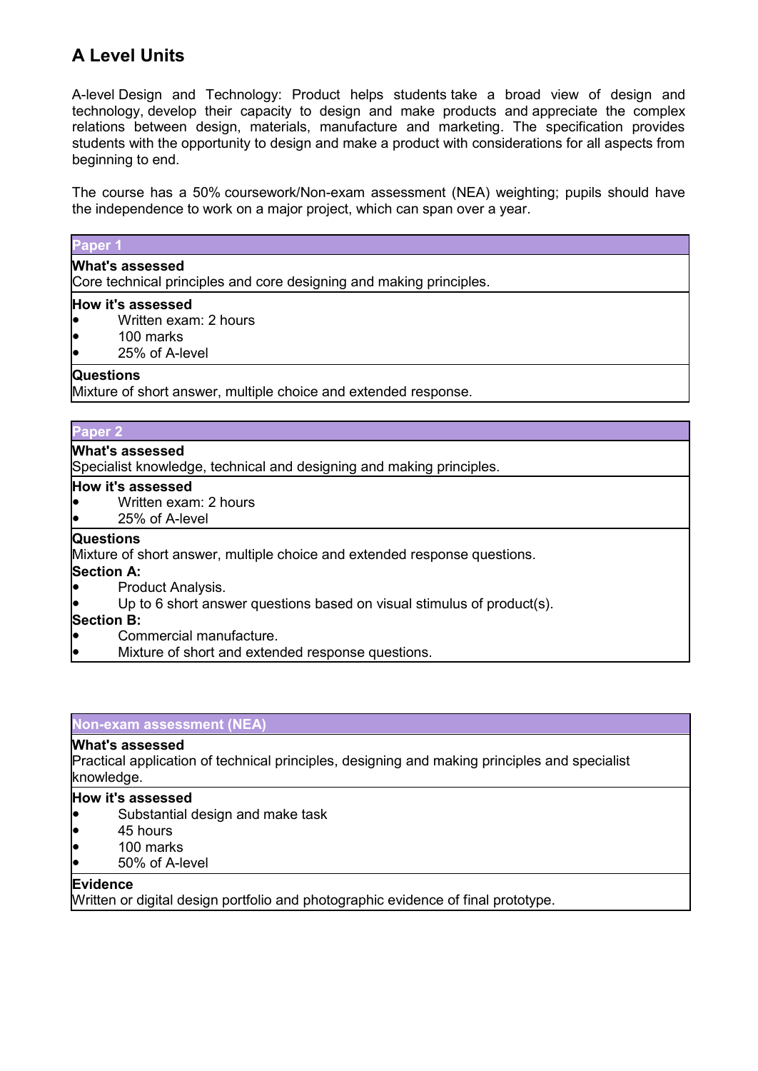## A Level Units

A-level Design and Technology: Product helps students take a broad view of design and technology, develop their capacity to design and make products and appreciate the complex relations between design, materials, manufacture and marketing. The specification provides students with the opportunity to design and make a product with considerations for all aspects from beginning to end.

The course has a 50% coursework/Non-exam assessment (NEA) weighting; pupils should have the independence to work on a major project, which can span over a year.

### Paper 1

**What's assessed**

Core technical principles and core designing and making principles.

**How it's assessed**

- Written exam: 2 hours
- 100 marks
- 25% of A-level

**Questions**

Mixture of short answer, multiple choice and extended response.

### Paper 2

**What's assessed**

Specialist knowledge, technical and designing and making principles.

**How it's assessed**

- Written exam: 2 hours
- 25% of A-level

**Questions**

Mixture of short answer, multiple choice and extended response questions.

**Section A:**

- Product Analysis.
- Up to 6 short answer questions based on visual stimulus of product(s).

**Section B:**

- Commercial manufacture.
- Mixture of short and extended response questions.

### Non-exam assessment (NEA)

**What's assessed**

Practical application of technical principles, designing and making principles and specialist knowledge.

**How it's assessed**

- Substantial design and make task
- 45 hours
- 100 marks
- 50% of A-level

**Evidence**

Written or digital design portfolio and photographic evidence of final prototype.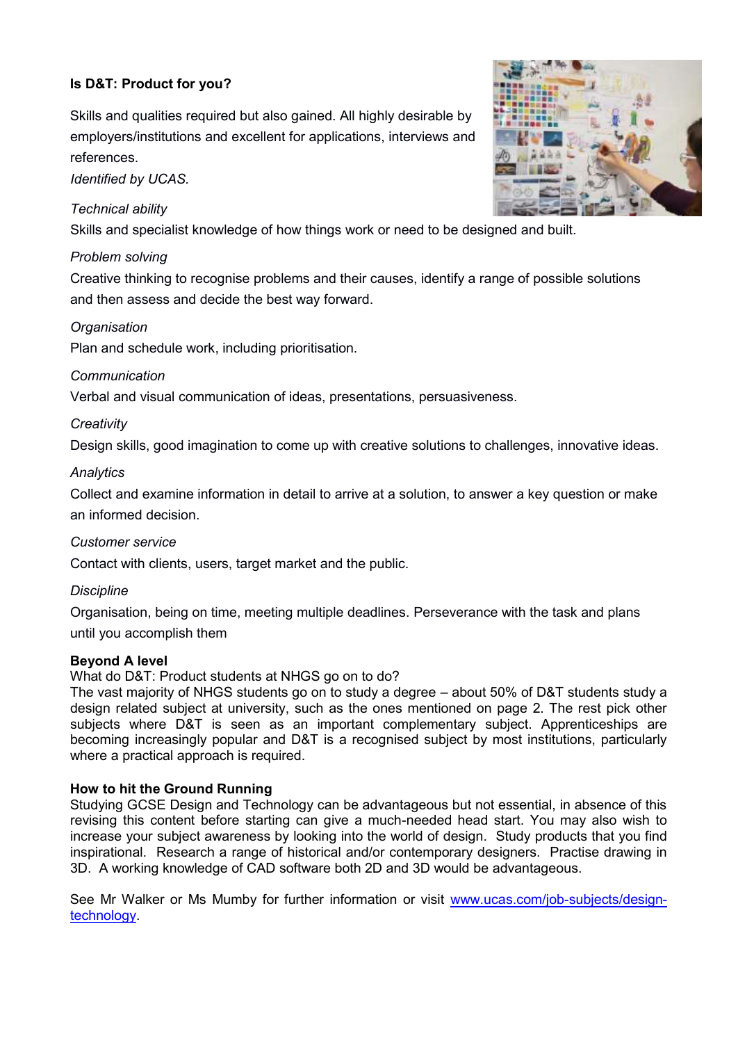**Is D&T: Product for you?**

Skills and qualities required but also gained. All highly desirable by employers/institutions and excellent for applications, interviews and references.

*Identified by UCAS.*

*Technical ability*

Skills and specialist knowledge of how things work or need to be designed and built.

*Problem solving*

Creative thinking to recognise problems and their causes, identify a range of possible solutions and then assess and decide the best way forward.

*Organisation*

Plan and schedule work, including prioritisation.

*Communication*

Verbal and visual communication of ideas, presentations, persuasiveness.

*Creativity*

Design skills, good imagination to come up with creative solutions to challenges, innovative ideas.

*Analytics*

Collect and examine information in detail to arrive at a solution, to answer a key question or make an informed decision.

*Customer service*

Contact with clients, users, target market and the public.

*Discipline*

Organisation, being on time, meeting multiple deadlines. Perseverance with the task and plans until you accomplish them

**Beyond A level**

What do D&T: Product students at NHGS go on to do?

The vast majority of NHGS students go on to study a degree – about 50% of D&T students study a design related subject at university, such as the ones mentioned on page 2. The rest pick other subjects where D&T is seen as an important complementary subject. Apprenticeships are becoming increasingly popular and D&T is a recognised subject by most institutions, particularly where a practical approach is required.

**How to hit the Ground Running**

Studying GCSE Design and Technology can be advantageous but not essential, in absence of this revising this content before starting can give a much-needed head start. You may also wish to increase your subject awareness by looking into the world of design. Study products that you find inspirational. Research a range of historical and/or contemporary designers. Practise drawing in 3D. A working knowledge of CAD software both 2D and 3D would be advantageous.

See Mr Walker or Ms Mumby for further information or visit [www.ucas.com/job-subjects/design-technology](http://www.ucas.com/job-subjects/design-technology).